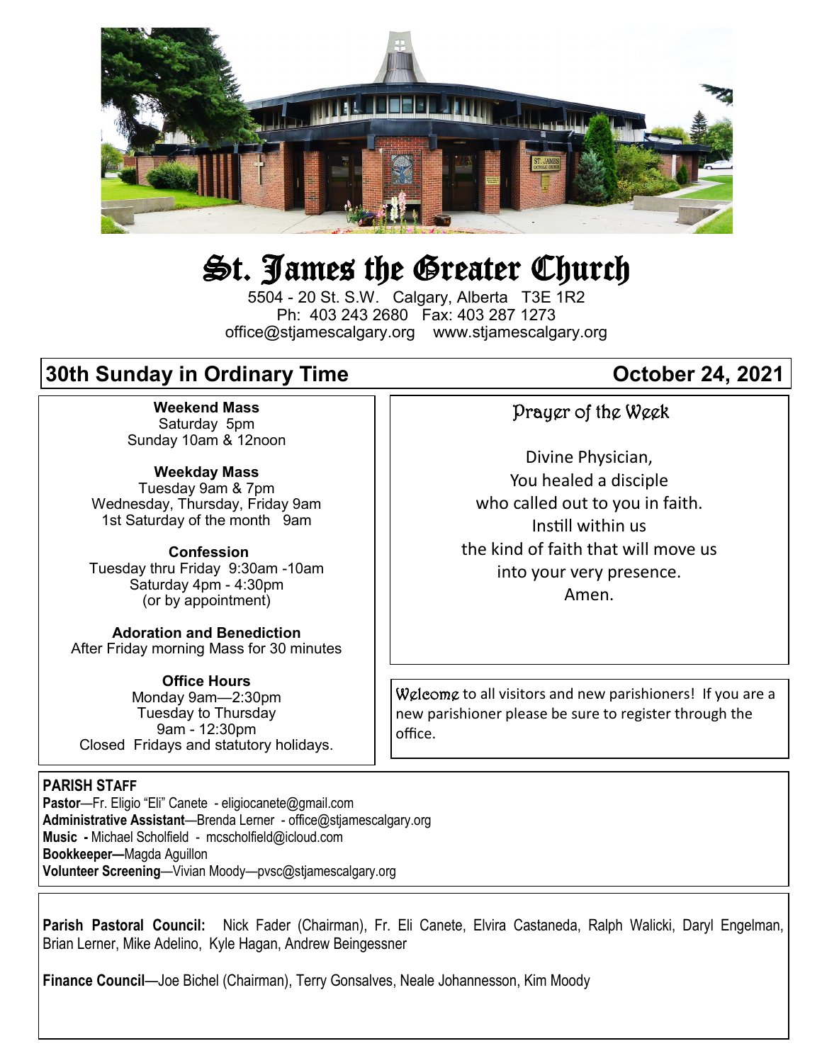# St. James the Greater Church

5504 - 20 St. S.W. Calgary, Alberta T3E 1R2
Ph: 403 243 2680 Fax: 403 287 1273
office@stjamescalgary.org www.stjamescalgary.org

## 30th Sunday in Ordinary Time — October 24, 2021

**Weekend Mass**
Saturday 5pm
Sunday 10am & 12noon

**Weekday Mass**
Tuesday 9am & 7pm
Wednesday, Thursday, Friday 9am
1st Saturday of the month 9am

**Confession**
Tuesday thru Friday 9:30am -10am
Saturday 4pm - 4:30pm
(or by appointment)

**Adoration and Benediction**
After Friday morning Mass for 30 minutes

**Office Hours**
Monday 9am—2:30pm
Tuesday to Thursday
9am - 12:30pm
Closed Fridays and statutory holidays.

### Prayer of the Week

Divine Physician,
You healed a disciple
who called out to you in faith.
Instill within us
the kind of faith that will move us
into your very presence.
Amen.

Welcome to all visitors and new parishioners! If you are a new parishioner please be sure to register through the office.

**PARISH STAFF**
**Pastor**—Fr. Eligio "Eli" Canete - eligiocanete@gmail.com
**Administrative Assistant**—Brenda Lerner - office@stjamescalgary.org
**Music -** Michael Scholfield - mcscholfield@icloud.com
**Bookkeeper—**Magda Aguillon
**Volunteer Screening**—Vivian Moody—pvsc@stjamescalgary.org

**Parish Pastoral Council:** Nick Fader (Chairman), Fr. Eli Canete, Elvira Castaneda, Ralph Walicki, Daryl Engelman, Brian Lerner, Mike Adelino, Kyle Hagan, Andrew Beingessner

**Finance Council**—Joe Bichel (Chairman), Terry Gonsalves, Neale Johannesson, Kim Moody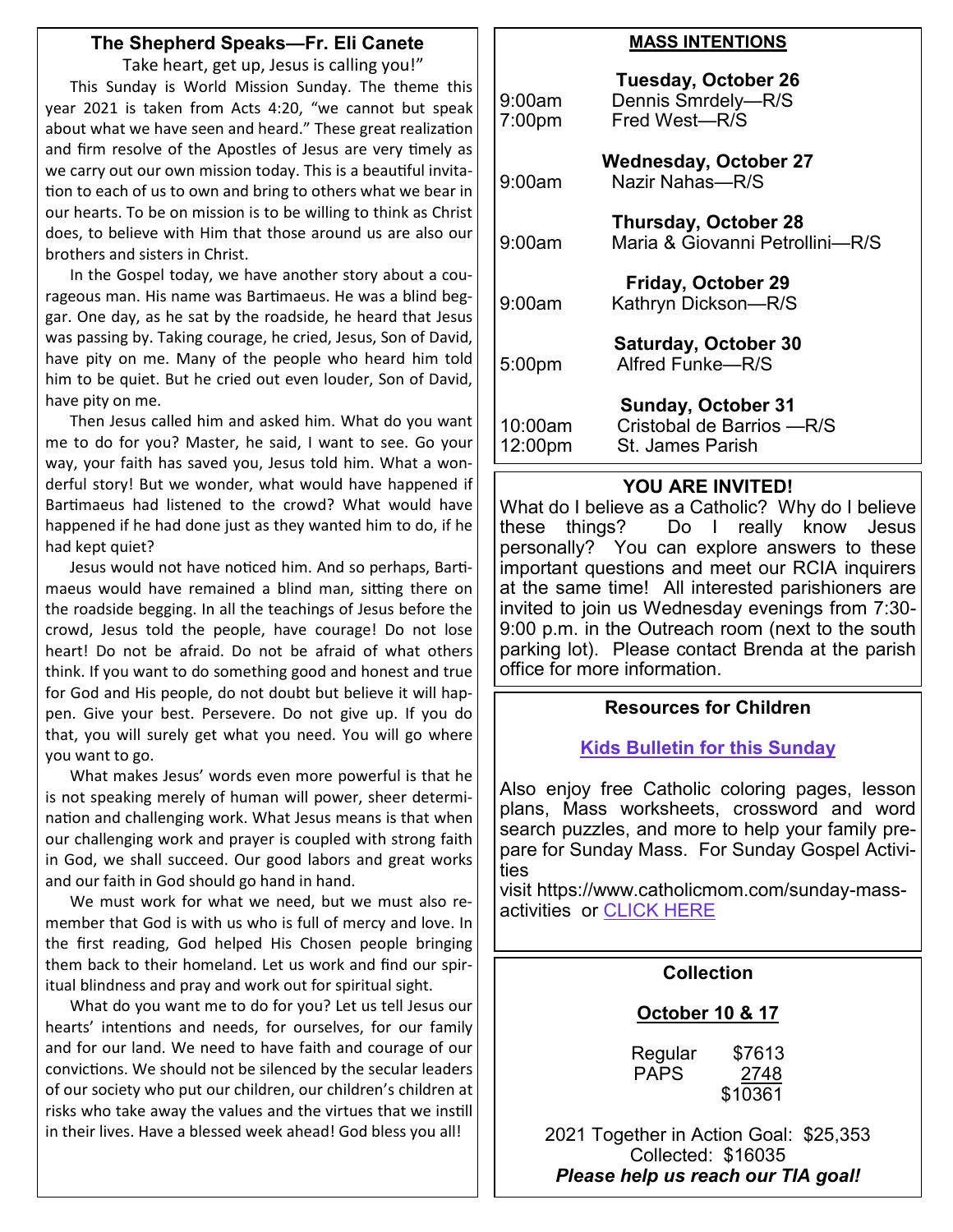## The Shepherd Speaks—Fr. Eli Canete

Take heart, get up, Jesus is calling you!"

This Sunday is World Mission Sunday. The theme this year 2021 is taken from Acts 4:20, "we cannot but speak about what we have seen and heard." These great realization and firm resolve of the Apostles of Jesus are very timely as we carry out our own mission today. This is a beautiful invitation to each of us to own and bring to others what we bear in our hearts. To be on mission is to be willing to think as Christ does, to believe with Him that those around us are also our brothers and sisters in Christ.

In the Gospel today, we have another story about a courageous man. His name was Bartimaeus. He was a blind beggar. One day, as he sat by the roadside, he heard that Jesus was passing by. Taking courage, he cried, Jesus, Son of David, have pity on me. Many of the people who heard him told him to be quiet. But he cried out even louder, Son of David, have pity on me.

Then Jesus called him and asked him. What do you want me to do for you? Master, he said, I want to see. Go your way, your faith has saved you, Jesus told him. What a wonderful story! But we wonder, what would have happened if Bartimaeus had listened to the crowd? What would have happened if he had done just as they wanted him to do, if he had kept quiet?

Jesus would not have noticed him. And so perhaps, Bartimaeus would have remained a blind man, sitting there on the roadside begging. In all the teachings of Jesus before the crowd, Jesus told the people, have courage! Do not lose heart! Do not be afraid. Do not be afraid of what others think. If you want to do something good and honest and true for God and His people, do not doubt but believe it will happen. Give your best. Persevere. Do not give up. If you do that, you will surely get what you need. You will go where you want to go.

What makes Jesus' words even more powerful is that he is not speaking merely of human will power, sheer determination and challenging work. What Jesus means is that when our challenging work and prayer is coupled with strong faith in God, we shall succeed. Our good labors and great works and our faith in God should go hand in hand.

We must work for what we need, but we must also remember that God is with us who is full of mercy and love. In the first reading, God helped His Chosen people bringing them back to their homeland. Let us work and find our spiritual blindness and pray and work out for spiritual sight.

What do you want me to do for you? Let us tell Jesus our hearts' intentions and needs, for ourselves, for our family and for our land. We need to have faith and courage of our convictions. We should not be silenced by the secular leaders of our society who put our children, our children's children at risks who take away the values and the virtues that we instill in their lives. Have a blessed week ahead! God bless you all!

## MASS INTENTIONS

**Tuesday, October 26**

9:00am Dennis Smrdely—R/S
7:00pm Fred West—R/S

**Wednesday, October 27**

9:00am Nazir Nahas—R/S

**Thursday, October 28**

9:00am Maria & Giovanni Petrollini—R/S

**Friday, October 29**

9:00am Kathryn Dickson—R/S

**Saturday, October 30**

5:00pm Alfred Funke—R/S

**Sunday, October 31**

10:00am Cristobal de Barrios —R/S
12:00pm St. James Parish

## YOU ARE INVITED!

What do I believe as a Catholic? Why do I believe these things? Do I really know Jesus personally? You can explore answers to these important questions and meet our RCIA inquirers at the same time! All interested parishioners are invited to join us Wednesday evenings from 7:30-9:00 p.m. in the Outreach room (next to the south parking lot). Please contact Brenda at the parish office for more information.

## Resources for Children

**Kids Bulletin for this Sunday**

Also enjoy free Catholic coloring pages, lesson plans, Mass worksheets, crossword and word search puzzles, and more to help your family prepare for Sunday Mass. For Sunday Gospel Activities

visit https://www.catholicmom.com/sunday-mass-activities or CLICK HERE

## Collection

**October 10 & 17**

| | |
|---|---|
| Regular | $7613 |
| PAPS | 2748 |
| | $10361 |

2021 Together in Action Goal: $25,353
Collected: $16035

***Please help us reach our TIA goal!***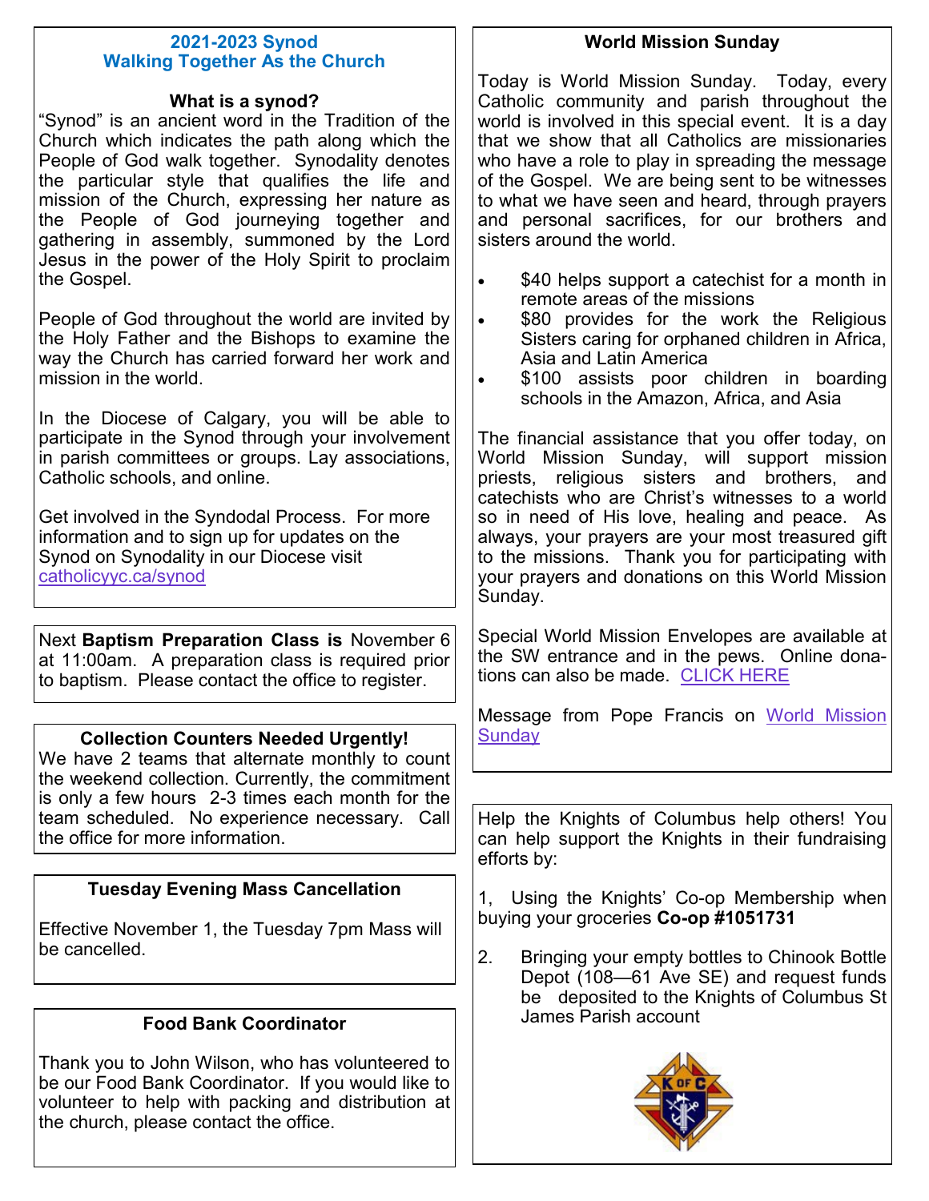## 2021-2023 Synod
## Walking Together As the Church

### What is a synod?

"Synod" is an ancient word in the Tradition of the Church which indicates the path along which the People of God walk together. Synodality denotes the particular style that qualifies the life and mission of the Church, expressing her nature as the People of God journeying together and gathering in assembly, summoned by the Lord Jesus in the power of the Holy Spirit to proclaim the Gospel.

People of God throughout the world are invited by the Holy Father and the Bishops to examine the way the Church has carried forward her work and mission in the world.

In the Diocese of Calgary, you will be able to participate in the Synod through your involvement in parish committees or groups. Lay associations, Catholic schools, and online.

Get involved in the Syndodal Process. For more information and to sign up for updates on the Synod on Synodality in our Diocese visit catholicyyc.ca/synod

---

Next **Baptism Preparation Class is** November 6 at 11:00am. A preparation class is required prior to baptism. Please contact the office to register.

---

### Collection Counters Needed Urgently!

We have 2 teams that alternate monthly to count the weekend collection. Currently, the commitment is only a few hours 2-3 times each month for the team scheduled. No experience necessary. Call the office for more information.

---

### Tuesday Evening Mass Cancellation

Effective November 1, the Tuesday 7pm Mass will be cancelled.

---

### Food Bank Coordinator

Thank you to John Wilson, who has volunteered to be our Food Bank Coordinator. If you would like to volunteer to help with packing and distribution at the church, please contact the office.

---

### World Mission Sunday

Today is World Mission Sunday. Today, every Catholic community and parish throughout the world is involved in this special event. It is a day that we show that all Catholics are missionaries who have a role to play in spreading the message of the Gospel. We are being sent to be witnesses to what we have seen and heard, through prayers and personal sacrifices, for our brothers and sisters around the world.

- $40 helps support a catechist for a month in remote areas of the missions
- $80 provides for the work the Religious Sisters caring for orphaned children in Africa, Asia and Latin America
- $100 assists poor children in boarding schools in the Amazon, Africa, and Asia

The financial assistance that you offer today, on World Mission Sunday, will support mission priests, religious sisters and brothers, and catechists who are Christ's witnesses to a world so in need of His love, healing and peace. As always, your prayers are your most treasured gift to the missions. Thank you for participating with your prayers and donations on this World Mission Sunday.

Special World Mission Envelopes are available at the SW entrance and in the pews. Online donations can also be made. CLICK HERE

Message from Pope Francis on World Mission Sunday

---

Help the Knights of Columbus help others! You can help support the Knights in their fundraising efforts by:

1, Using the Knights' Co-op Membership when buying your groceries **Co-op #1051731**

2. Bringing your empty bottles to Chinook Bottle Depot (108—61 Ave SE) and request funds be deposited to the Knights of Columbus St James Parish account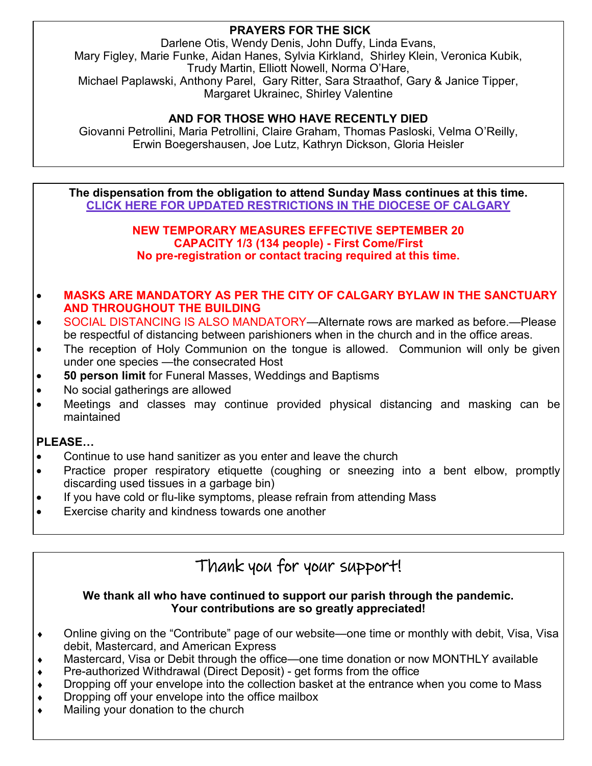## PRAYERS FOR THE SICK

Darlene Otis, Wendy Denis, John Duffy, Linda Evans,
Mary Figley, Marie Funke, Aidan Hanes, Sylvia Kirkland, Shirley Klein, Veronica Kubik,
Trudy Martin, Elliott Nowell, Norma O'Hare,
Michael Paplawski, Anthony Parel, Gary Ritter, Sara Straathof, Gary & Janice Tipper,
Margaret Ukrainec, Shirley Valentine

## AND FOR THOSE WHO HAVE RECENTLY DIED

Giovanni Petrollini, Maria Petrollini, Claire Graham, Thomas Pasloski, Velma O'Reilly,
Erwin Boegershausen, Joe Lutz, Kathryn Dickson, Gloria Heisler

**The dispensation from the obligation to attend Sunday Mass continues at this time.**
**CLICK HERE FOR UPDATED RESTRICTIONS IN THE DIOCESE OF CALGARY**

**NEW TEMPORARY MEASURES EFFECTIVE SEPTEMBER 20**
**CAPACITY 1/3 (134 people) - First Come/First**
**No pre-registration or contact tracing required at this time.**

- **MASKS ARE MANDATORY AS PER THE CITY OF CALGARY BYLAW IN THE SANCTUARY AND THROUGHOUT THE BUILDING**
- SOCIAL DISTANCING IS ALSO MANDATORY—Alternate rows are marked as before.—Please be respectful of distancing between parishioners when in the church and in the office areas.
- The reception of Holy Communion on the tongue is allowed. Communion will only be given under one species —the consecrated Host
- **50 person limit** for Funeral Masses, Weddings and Baptisms
- No social gatherings are allowed
- Meetings and classes may continue provided physical distancing and masking can be maintained

**PLEASE…**

- Continue to use hand sanitizer as you enter and leave the church
- Practice proper respiratory etiquette (coughing or sneezing into a bent elbow, promptly discarding used tissues in a garbage bin)
- If you have cold or flu-like symptoms, please refrain from attending Mass
- Exercise charity and kindness towards one another

## Thank you for your support!

**We thank all who have continued to support our parish through the pandemic.**
**Your contributions are so greatly appreciated!**

- Online giving on the "Contribute" page of our website—one time or monthly with debit, Visa, Visa debit, Mastercard, and American Express
- Mastercard, Visa or Debit through the office—one time donation or now MONTHLY available
- Pre-authorized Withdrawal (Direct Deposit) - get forms from the office
- Dropping off your envelope into the collection basket at the entrance when you come to Mass
- Dropping off your envelope into the office mailbox
- Mailing your donation to the church